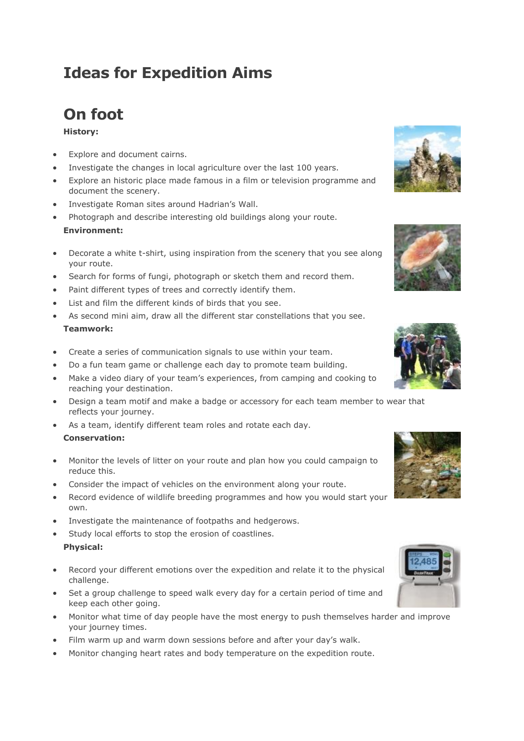# Ideas for Expedition Aims

## On foot

**History:**

- Explore and document cairns.
- Investigate the changes in local agriculture over the last 100 years.
- Explore an historic place made famous in a film or television programme and document the scenery.
- Investigate Roman sites around Hadrian's Wall.
- Photograph and describe interesting old buildings along your route.

**Environment:**

- Decorate a white t-shirt, using inspiration from the scenery that you see along your route.
- Search for forms of fungi, photograph or sketch them and record them.
- Paint different types of trees and correctly identify them.
- List and film the different kinds of birds that you see.
- As second mini aim, draw all the different star constellations that you see.

**Teamwork:**

- Create a series of communication signals to use within your team.
- Do a fun team game or challenge each day to promote team building.
- Make a video diary of your team's experiences, from camping and cooking to reaching your destination.
- Design a team motif and make a badge or accessory for each team member to wear that reflects your journey.
- As a team, identify different team roles and rotate each day.

**Conservation:**

- Monitor the levels of litter on your route and plan how you could campaign to reduce this.
- Consider the impact of vehicles on the environment along your route.
- Record evidence of wildlife breeding programmes and how you would start your own.
- Investigate the maintenance of footpaths and hedgerows.
- Study local efforts to stop the erosion of coastlines.

**Physical:**

- Record your different emotions over the expedition and relate it to the physical challenge.
- Set a group challenge to speed walk every day for a certain period of time and keep each other going.
- Monitor what time of day people have the most energy to push themselves harder and improve your journey times.
- Film warm up and warm down sessions before and after your day's walk.
- Monitor changing heart rates and body temperature on the expedition route.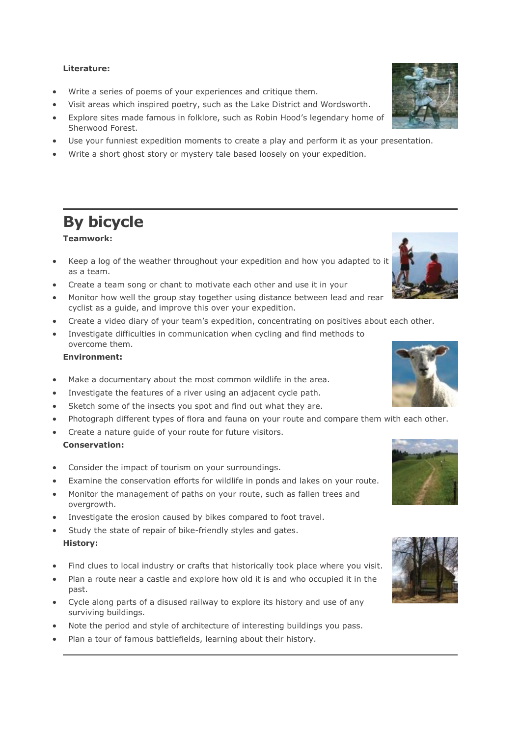**Literature:**

- Write a series of poems of your experiences and critique them.
- Visit areas which inspired poetry, such as the Lake District and Wordsworth.
- Explore sites made famous in folklore, such as Robin Hood's legendary home of Sherwood Forest.
- Use your funniest expedition moments to create a play and perform it as your presentation.
- Write a short ghost story or mystery tale based loosely on your expedition.

## By bicycle

**Teamwork:**

- Keep a log of the weather throughout your expedition and how you adapted to it as a team.
- Create a team song or chant to motivate each other and use it in your
- Monitor how well the group stay together using distance between lead and rear cyclist as a guide, and improve this over your expedition.
- Create a video diary of your team's expedition, concentrating on positives about each other.
- Investigate difficulties in communication when cycling and find methods to overcome them.

**Environment:**

- Make a documentary about the most common wildlife in the area.
- Investigate the features of a river using an adjacent cycle path.
- Sketch some of the insects you spot and find out what they are.
- Photograph different types of flora and fauna on your route and compare them with each other.
- Create a nature guide of your route for future visitors.

**Conservation:**

- Consider the impact of tourism on your surroundings.
- Examine the conservation efforts for wildlife in ponds and lakes on your route.
- Monitor the management of paths on your route, such as fallen trees and overgrowth.
- Investigate the erosion caused by bikes compared to foot travel.
- Study the state of repair of bike-friendly styles and gates.

**History:**

- Find clues to local industry or crafts that historically took place where you visit.
- Plan a route near a castle and explore how old it is and who occupied it in the past.
- Cycle along parts of a disused railway to explore its history and use of any surviving buildings.
- Note the period and style of architecture of interesting buildings you pass.
- Plan a tour of famous battlefields, learning about their history.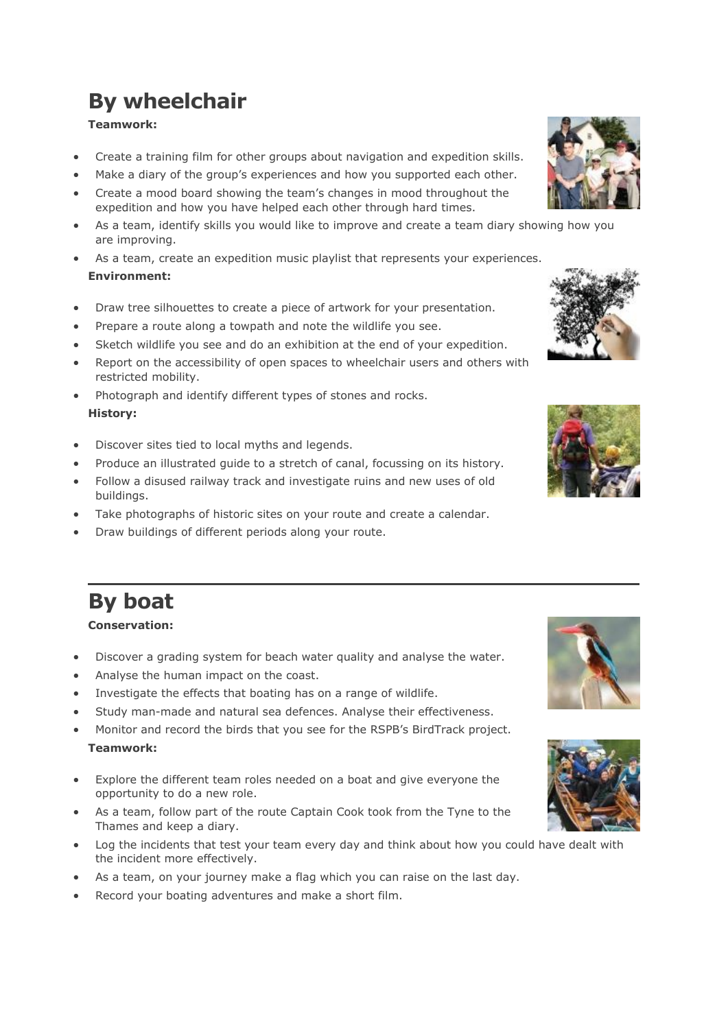# By wheelchair

**Teamwork:**

- Create a training film for other groups about navigation and expedition skills.
- Make a diary of the group's experiences and how you supported each other.
- Create a mood board showing the team's changes in mood throughout the expedition and how you have helped each other through hard times.
- As a team, identify skills you would like to improve and create a team diary showing how you are improving.
- As a team, create an expedition music playlist that represents your experiences.

**Environment:**

- Draw tree silhouettes to create a piece of artwork for your presentation.
- Prepare a route along a towpath and note the wildlife you see.
- Sketch wildlife you see and do an exhibition at the end of your expedition.
- Report on the accessibility of open spaces to wheelchair users and others with restricted mobility.
- Photograph and identify different types of stones and rocks.

**History:**

- Discover sites tied to local myths and legends.
- Produce an illustrated guide to a stretch of canal, focussing on its history.
- Follow a disused railway track and investigate ruins and new uses of old buildings.
- Take photographs of historic sites on your route and create a calendar.
- Draw buildings of different periods along your route.

# By boat

**Conservation:**

- Discover a grading system for beach water quality and analyse the water.
- Analyse the human impact on the coast.
- Investigate the effects that boating has on a range of wildlife.
- Study man-made and natural sea defences. Analyse their effectiveness.
- Monitor and record the birds that you see for the RSPB's BirdTrack project.

**Teamwork:**

- Explore the different team roles needed on a boat and give everyone the opportunity to do a new role.
- As a team, follow part of the route Captain Cook took from the Tyne to the Thames and keep a diary.
- Log the incidents that test your team every day and think about how you could have dealt with the incident more effectively.
- As a team, on your journey make a flag which you can raise on the last day.
- Record your boating adventures and make a short film.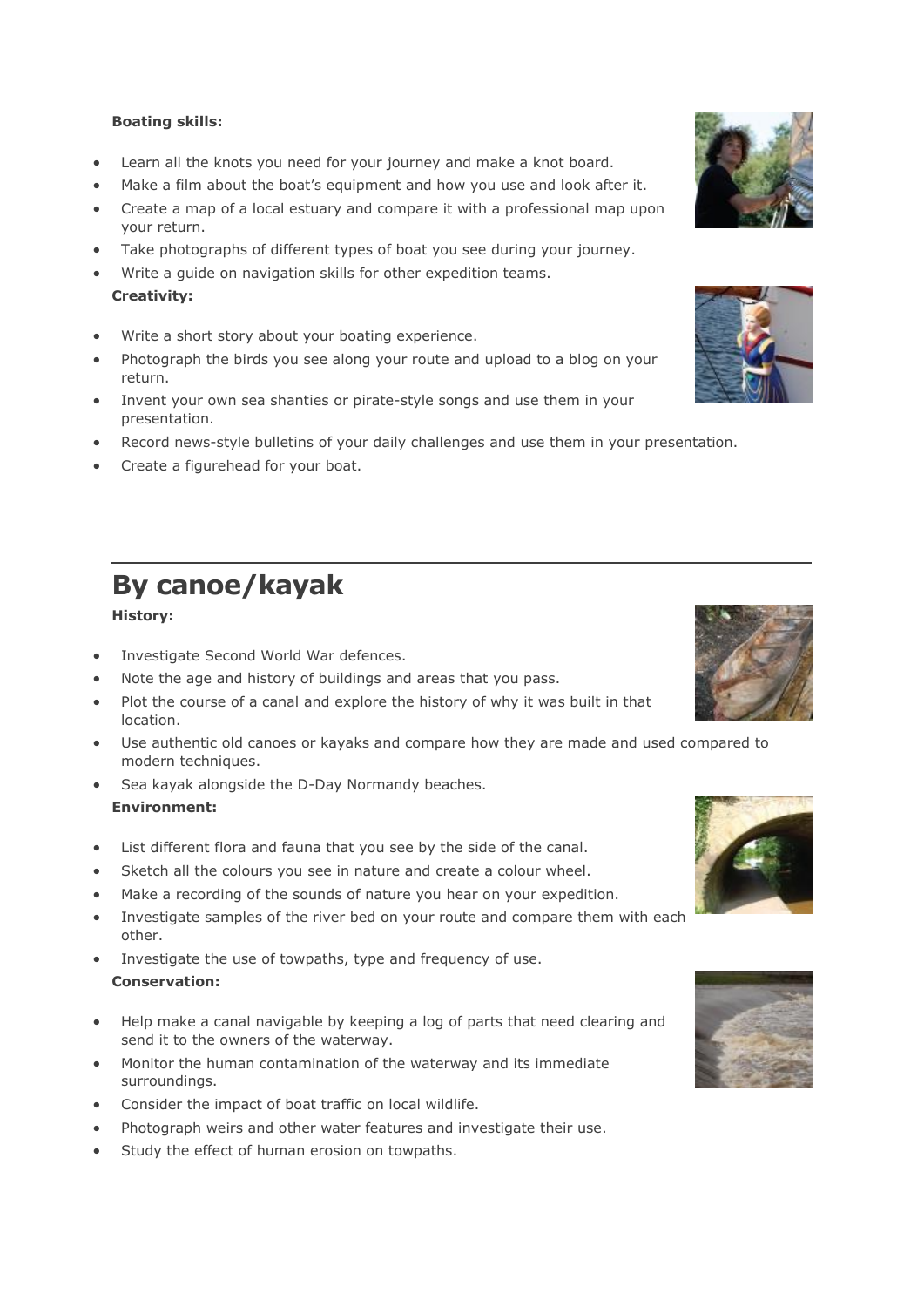**Boating skills:**

- Learn all the knots you need for your journey and make a knot board.
- Make a film about the boat's equipment and how you use and look after it.
- Create a map of a local estuary and compare it with a professional map upon your return.
- Take photographs of different types of boat you see during your journey.
- Write a guide on navigation skills for other expedition teams.

**Creativity:**

- Write a short story about your boating experience.
- Photograph the birds you see along your route and upload to a blog on your return.
- Invent your own sea shanties or pirate-style songs and use them in your presentation.
- Record news-style bulletins of your daily challenges and use them in your presentation.
- Create a figurehead for your boat.

## By canoe/kayak

**History:**

- Investigate Second World War defences.
- Note the age and history of buildings and areas that you pass.
- Plot the course of a canal and explore the history of why it was built in that location.
- Use authentic old canoes or kayaks and compare how they are made and used compared to modern techniques.
- Sea kayak alongside the D-Day Normandy beaches.

**Environment:**

- List different flora and fauna that you see by the side of the canal.
- Sketch all the colours you see in nature and create a colour wheel.
- Make a recording of the sounds of nature you hear on your expedition.
- Investigate samples of the river bed on your route and compare them with each other.
- Investigate the use of towpaths, type and frequency of use.

**Conservation:**

- Help make a canal navigable by keeping a log of parts that need clearing and send it to the owners of the waterway.
- Monitor the human contamination of the waterway and its immediate surroundings.
- Consider the impact of boat traffic on local wildlife.
- Photograph weirs and other water features and investigate their use.
- Study the effect of human erosion on towpaths.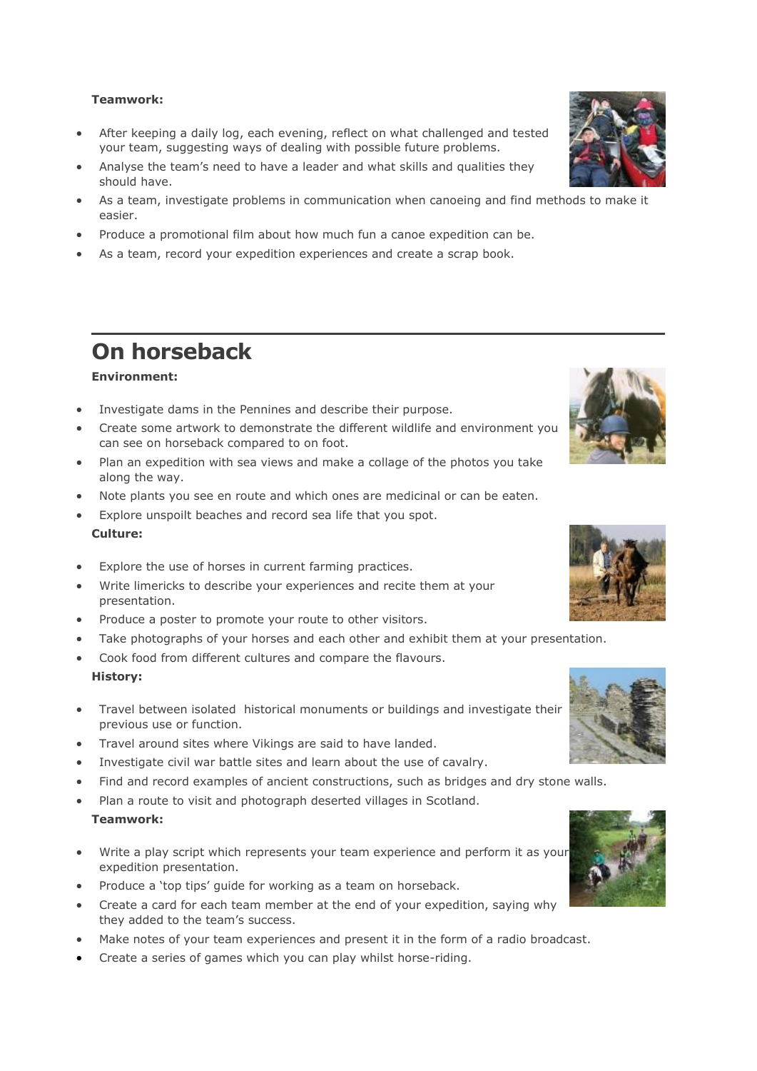**Teamwork:**

- After keeping a daily log, each evening, reflect on what challenged and tested your team, suggesting ways of dealing with possible future problems.
- Analyse the team's need to have a leader and what skills and qualities they should have.
- As a team, investigate problems in communication when canoeing and find methods to make it easier.
- Produce a promotional film about how much fun a canoe expedition can be.
- As a team, record your expedition experiences and create a scrap book.

---

# On horseback

**Environment:**

- Investigate dams in the Pennines and describe their purpose.
- Create some artwork to demonstrate the different wildlife and environment you can see on horseback compared to on foot.
- Plan an expedition with sea views and make a collage of the photos you take along the way.
- Note plants you see en route and which ones are medicinal or can be eaten.
- Explore unspoilt beaches and record sea life that you spot.

**Culture:**

- Explore the use of horses in current farming practices.
- Write limericks to describe your experiences and recite them at your presentation.
- Produce a poster to promote your route to other visitors.
- Take photographs of your horses and each other and exhibit them at your presentation.
- Cook food from different cultures and compare the flavours.

**History:**

- Travel between isolated historical monuments or buildings and investigate their previous use or function.
- Travel around sites where Vikings are said to have landed.
- Investigate civil war battle sites and learn about the use of cavalry.
- Find and record examples of ancient constructions, such as bridges and dry stone walls.
- Plan a route to visit and photograph deserted villages in Scotland.

**Teamwork:**

- Write a play script which represents your team experience and perform it as your expedition presentation.
- Produce a 'top tips' guide for working as a team on horseback.
- Create a card for each team member at the end of your expedition, saying why they added to the team's success.
- Make notes of your team experiences and present it in the form of a radio broadcast.
- Create a series of games which you can play whilst horse-riding.